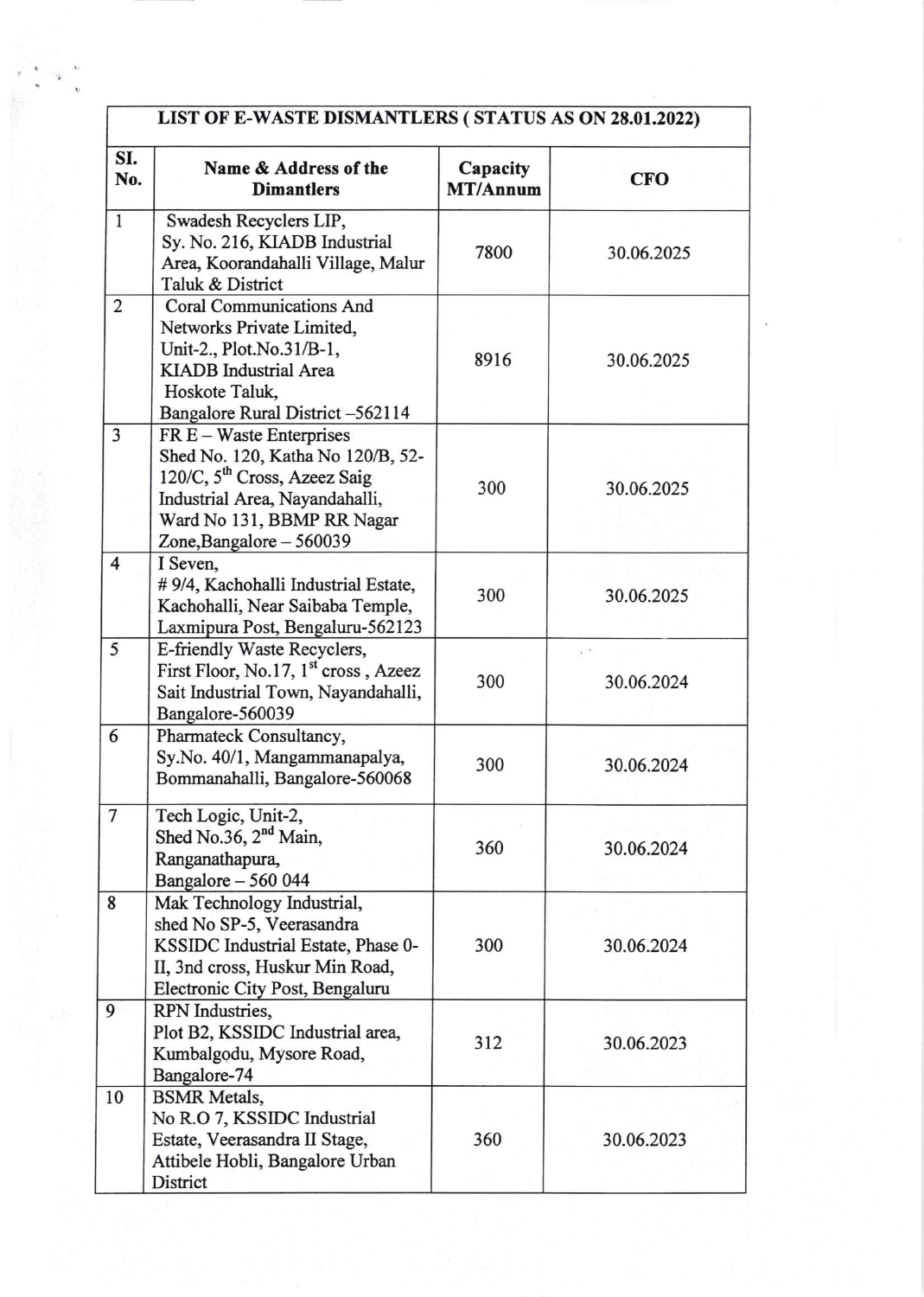| LIST OF E-WASTE DISMANTLERS ( STATUS AS ON 28.01.2022) | | | |
|---|---|---|---|
| **SI. No.** | **Name & Address of the Dimantlers** | **Capacity MT/Annum** | **CFO** |
| 1 | Swadesh Recyclers LIP, Sy. No. 216, KIADB Industrial Area, Koorandahalli Village, Malur Taluk & District | 7800 | 30.06.2025 |
| 2 | Coral Communications And Networks Private Limited, Unit-2., Plot.No.31/B-1, KIADB Industrial Area Hoskote Taluk, Bangalore Rural District –562114 | 8916 | 30.06.2025 |
| 3 | FR E – Waste Enterprises Shed No. 120, Katha No 120/B, 52-120/C, 5th Cross, Azeez Saig Industrial Area, Nayandahalli, Ward No 131, BBMP RR Nagar Zone,Bangalore – 560039 | 300 | 30.06.2025 |
| 4 | I Seven, # 9/4, Kachohalli Industrial Estate, Kachohalli, Near Saibaba Temple, Laxmipura Post, Bengaluru-562123 | 300 | 30.06.2025 |
| 5 | E-friendly Waste Recyclers, First Floor, No.17, 1st cross , Azeez Sait Industrial Town, Nayandahalli, Bangalore-560039 | 300 | 30.06.2024 |
| 6 | Pharmateck Consultancy, Sy.No. 40/1, Mangammanapalya, Bommanahalli, Bangalore-560068 | 300 | 30.06.2024 |
| 7 | Tech Logic, Unit-2, Shed No.36, 2nd Main, Ranganathapura, Bangalore – 560 044 | 360 | 30.06.2024 |
| 8 | Mak Technology Industrial, shed No SP-5, Veerasandra KSSIDC Industrial Estate, Phase 0-II, 3nd cross, Huskur Min Road, Electronic City Post, Bengaluru | 300 | 30.06.2024 |
| 9 | RPN Industries, Plot B2, KSSIDC Industrial area, Kumbalgodu, Mysore Road, Bangalore-74 | 312 | 30.06.2023 |
| 10 | BSMR Metals, No R.O 7, KSSIDC Industrial Estate, Veerasandra II Stage, Attibele Hobli, Bangalore Urban District | 360 | 30.06.2023 |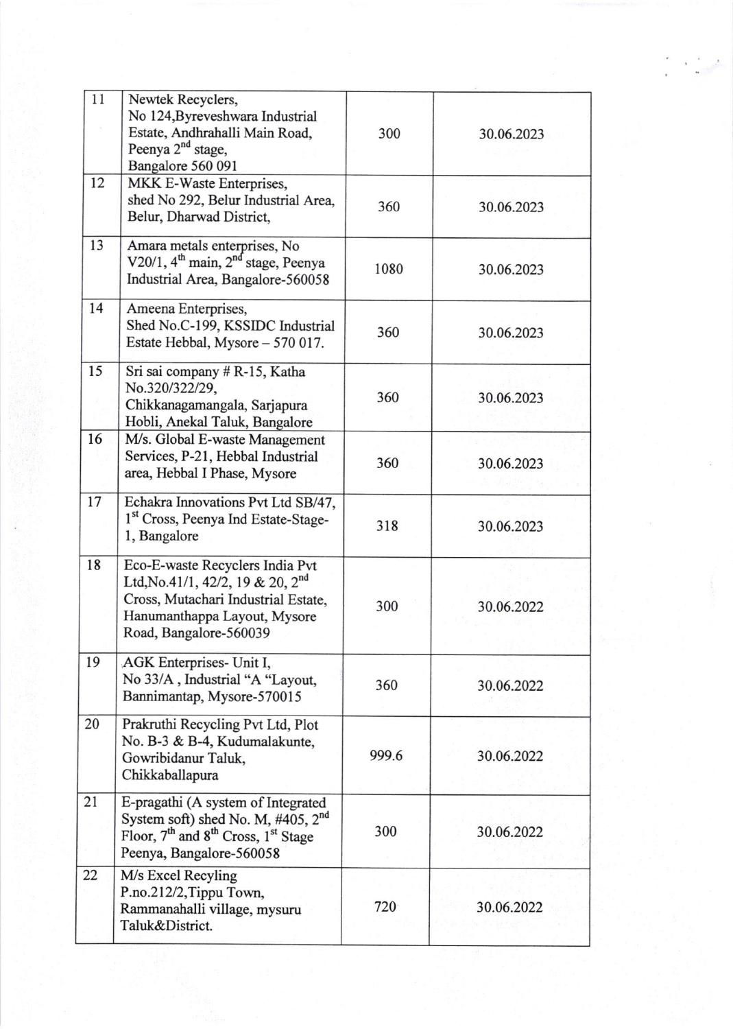| 11 | Newtek Recyclers, No 124,Byreveshwara Industrial Estate, Andhrahalli Main Road, Peenya 2nd stage, Bangalore 560 091 | 300 | 30.06.2023 |
|---|---|---|---|
| 12 | MKK E-Waste Enterprises, shed No 292, Belur Industrial Area, Belur, Dharwad District, | 360 | 30.06.2023 |
| 13 | Amara metals enterprises, No V20/1, 4th main, 2nd stage, Peenya Industrial Area, Bangalore-560058 | 1080 | 30.06.2023 |
| 14 | Ameena Enterprises, Shed No.C-199, KSSIDC Industrial Estate Hebbal, Mysore – 570 017. | 360 | 30.06.2023 |
| 15 | Sri sai company # R-15, Katha No.320/322/29, Chikkanagamangala, Sarjapura Hobli, Anekal Taluk, Bangalore | 360 | 30.06.2023 |
| 16 | M/s. Global E-waste Management Services, P-21, Hebbal Industrial area, Hebbal I Phase, Mysore | 360 | 30.06.2023 |
| 17 | Echakra Innovations Pvt Ltd SB/47, 1st Cross, Peenya Ind Estate-Stage-1, Bangalore | 318 | 30.06.2023 |
| 18 | Eco-E-waste Recyclers India Pvt Ltd,No.41/1, 42/2, 19 & 20, 2nd Cross, Mutachari Industrial Estate, Hanumanthappa Layout, Mysore Road, Bangalore-560039 | 300 | 30.06.2022 |
| 19 | AGK Enterprises- Unit I, No 33/A , Industrial "A "Layout, Bannimantap, Mysore-570015 | 360 | 30.06.2022 |
| 20 | Prakruthi Recycling Pvt Ltd, Plot No. B-3 & B-4, Kudumalakunte, Gowribidanur Taluk, Chikkaballapura | 999.6 | 30.06.2022 |
| 21 | E-pragathi (A system of Integrated System soft) shed No. M, #405, 2nd Floor, 7th and 8th Cross, 1st Stage Peenya, Bangalore-560058 | 300 | 30.06.2022 |
| 22 | M/s Excel Recyling P.no.212/2,Tippu Town, Rammanahalli village, mysuru Taluk&District. | 720 | 30.06.2022 |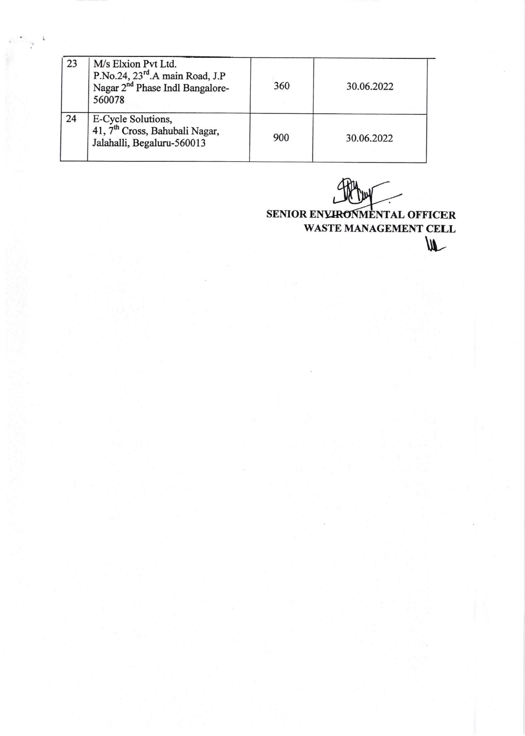| | | | |
|---|---|---|---|
| 23 | M/s Elxion Pvt Ltd. P.No.24, 23rd.A main Road, J.P Nagar 2nd Phase Indl Bangalore-560078 | 360 | 30.06.2022 |
| 24 | E-Cycle Solutions, 41, 7th Cross, Bahubali Nagar, Jalahalli, Begaluru-560013 | 900 | 30.06.2022 |

**SENIOR ENVIRONMENTAL OFFICER**
**WASTE MANAGEMENT CELL**